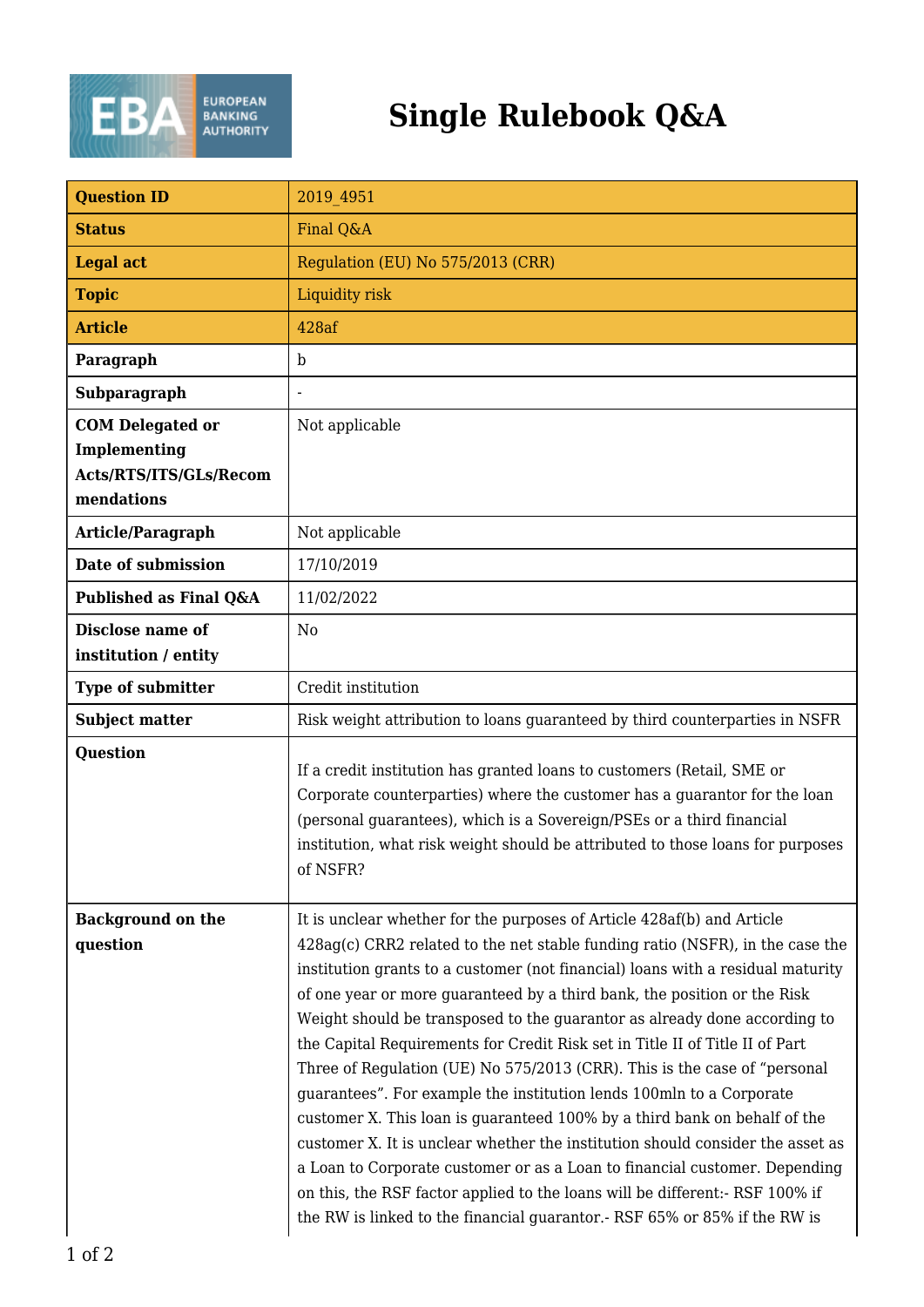# Single Rulebook Q&A

| | |
|---|---|
| **Question ID** | 2019_4951 |
| **Status** | Final Q&A |
| **Legal act** | Regulation (EU) No 575/2013 (CRR) |
| **Topic** | Liquidity risk |
| **Article** | 428af |
| **Paragraph** | b |
| **Subparagraph** | - |
| **COM Delegated or Implementing Acts/RTS/ITS/GLs/Recommendations** | Not applicable |
| **Article/Paragraph** | Not applicable |
| **Date of submission** | 17/10/2019 |
| **Published as Final Q&A** | 11/02/2022 |
| **Disclose name of institution / entity** | No |
| **Type of submitter** | Credit institution |
| **Subject matter** | Risk weight attribution to loans guaranteed by third counterparties in NSFR |
| **Question** | If a credit institution has granted loans to customers (Retail, SME or Corporate counterparties) where the customer has a guarantor for the loan (personal guarantees), which is a Sovereign/PSEs or a third financial institution, what risk weight should be attributed to those loans for purposes of NSFR? |
| **Background on the question** | It is unclear whether for the purposes of Article 428af(b) and Article 428ag(c) CRR2 related to the net stable funding ratio (NSFR), in the case the institution grants to a customer (not financial) loans with a residual maturity of one year or more guaranteed by a third bank, the position or the Risk Weight should be transposed to the guarantor as already done according to the Capital Requirements for Credit Risk set in Title II of Title II of Part Three of Regulation (UE) No 575/2013 (CRR). This is the case of “personal guarantees”. For example the institution lends 100mln to a Corporate customer X. This loan is guaranteed 100% by a third bank on behalf of the customer X. It is unclear whether the institution should consider the asset as a Loan to Corporate customer or as a Loan to financial customer. Depending on this, the RSF factor applied to the loans will be different:- RSF 100% if the RW is linked to the financial guarantor.- RSF 65% or 85% if the RW is |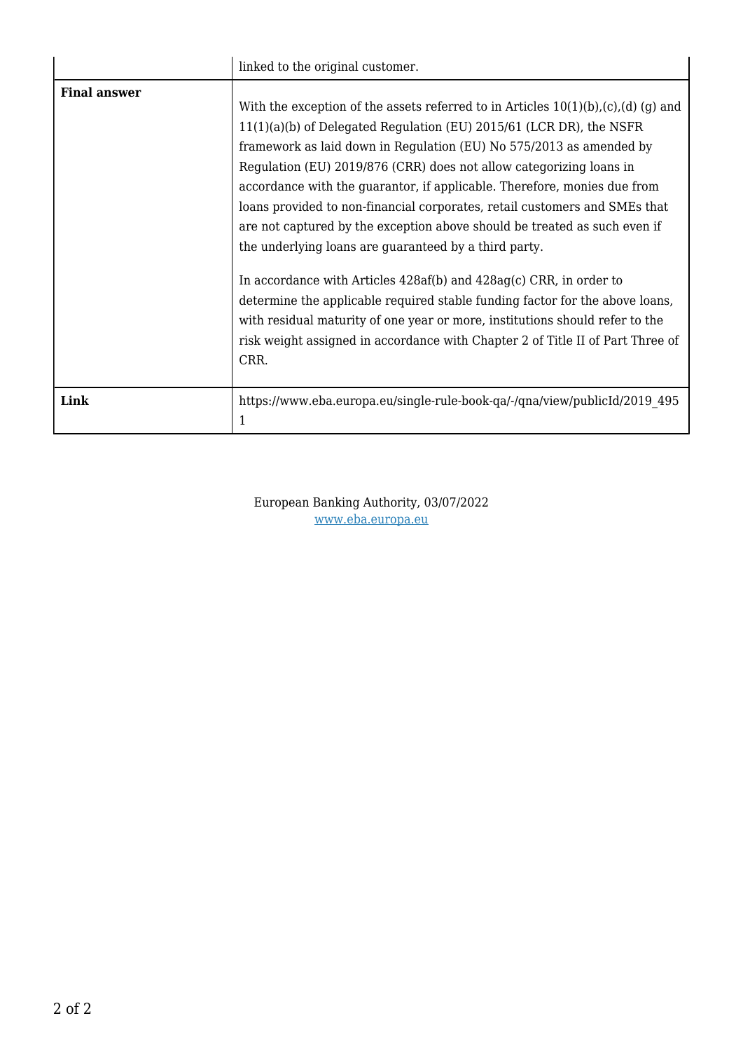| | |
|---|---|
| | linked to the original customer. |
| **Final answer** | With the exception of the assets referred to in Articles 10(1)(b),(c),(d) (g) and 11(1)(a)(b) of Delegated Regulation (EU) 2015/61 (LCR DR), the NSFR framework as laid down in Regulation (EU) No 575/2013 as amended by Regulation (EU) 2019/876 (CRR) does not allow categorizing loans in accordance with the guarantor, if applicable. Therefore, monies due from loans provided to non-financial corporates, retail customers and SMEs that are not captured by the exception above should be treated as such even if the underlying loans are guaranteed by a third party.<br><br>In accordance with Articles 428af(b) and 428ag(c) CRR, in order to determine the applicable required stable funding factor for the above loans, with residual maturity of one year or more, institutions should refer to the risk weight assigned in accordance with Chapter 2 of Title II of Part Three of CRR. |
| **Link** | https://www.eba.europa.eu/single-rule-book-qa/-/qna/view/publicId/2019_4951 |

European Banking Authority, 03/07/2022
www.eba.europa.eu